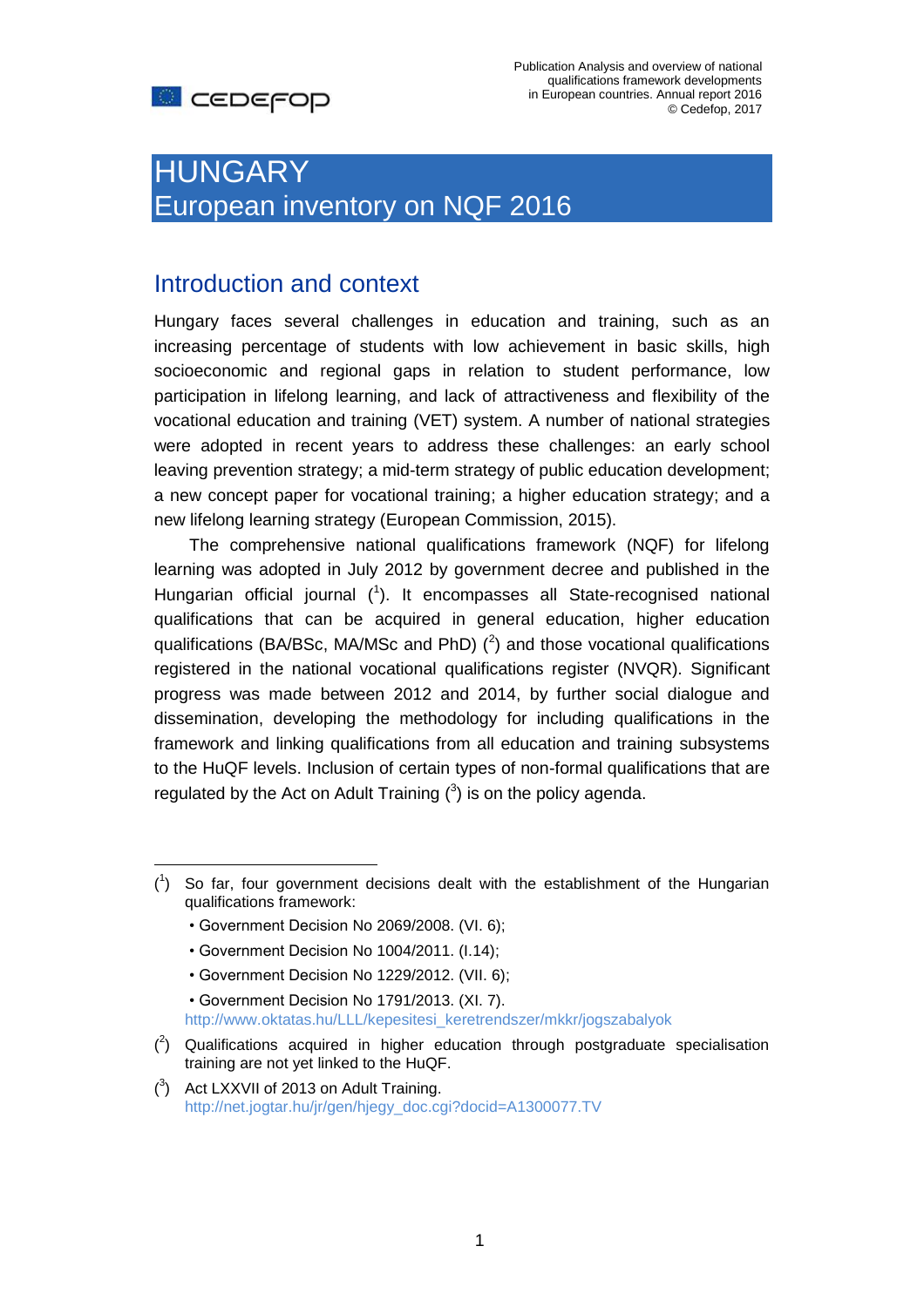# HUNGARY
## European inventory on NQF 2016

## Introduction and context

Hungary faces several challenges in education and training, such as an increasing percentage of students with low achievement in basic skills, high socioeconomic and regional gaps in relation to student performance, low participation in lifelong learning, and lack of attractiveness and flexibility of the vocational education and training (VET) system. A number of national strategies were adopted in recent years to address these challenges: an early school leaving prevention strategy; a mid-term strategy of public education development; a new concept paper for vocational training; a higher education strategy; and a new lifelong learning strategy (European Commission, 2015).

The comprehensive national qualifications framework (NQF) for lifelong learning was adopted in July 2012 by government decree and published in the Hungarian official journal ([1]). It encompasses all State-recognised national qualifications that can be acquired in general education, higher education qualifications (BA/BSc, MA/MSc and PhD) ([2]) and those vocational qualifications registered in the national vocational qualifications register (NVQR). Significant progress was made between 2012 and 2014, by further social dialogue and dissemination, developing the methodology for including qualifications in the framework and linking qualifications from all education and training subsystems to the HuQF levels. Inclusion of certain types of non-formal qualifications that are regulated by the Act on Adult Training ([3]) is on the policy agenda.

---

([1]) So far, four government decisions dealt with the establishment of the Hungarian qualifications framework:

- Government Decision No 2069/2008. (VI. 6);
- Government Decision No 1004/2011. (I.14);
- Government Decision No 1229/2012. (VII. 6);
- Government Decision No 1791/2013. (XI. 7).

http://www.oktatas.hu/LLL/kepesitesi_keretrendszer/mkkr/jogszabalyok

([2]) Qualifications acquired in higher education through postgraduate specialisation training are not yet linked to the HuQF.

([3]) Act LXXVII of 2013 on Adult Training. http://net.jogtar.hu/jr/gen/hjegy_doc.cgi?docid=A1300077.TV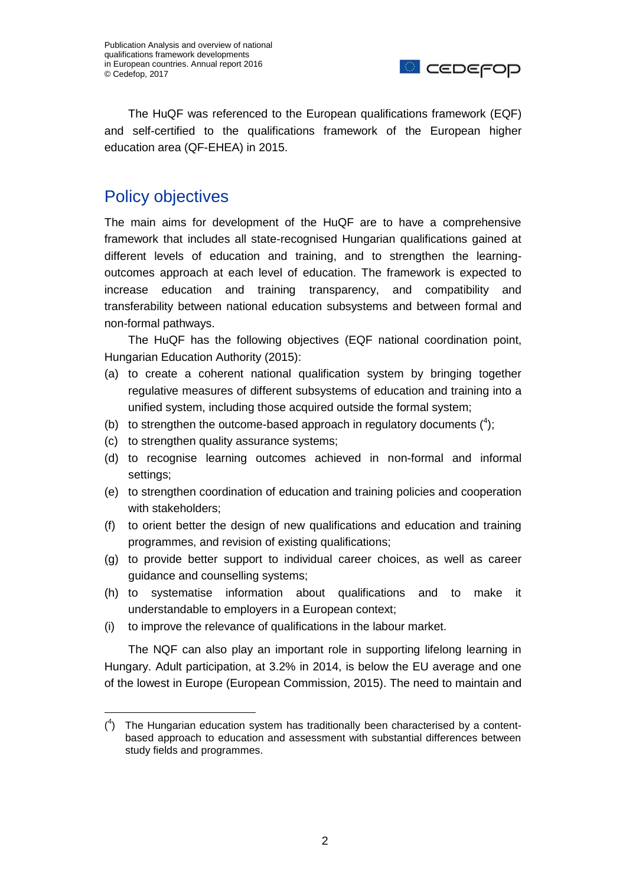The HuQF was referenced to the European qualifications framework (EQF) and self-certified to the qualifications framework of the European higher education area (QF-EHEA) in 2015.

## Policy objectives

The main aims for development of the HuQF are to have a comprehensive framework that includes all state-recognised Hungarian qualifications gained at different levels of education and training, and to strengthen the learning-outcomes approach at each level of education. The framework is expected to increase education and training transparency, and compatibility and transferability between national education subsystems and between formal and non-formal pathways.

The HuQF has the following objectives (EQF national coordination point, Hungarian Education Authority (2015):

(a) to create a coherent national qualification system by bringing together regulative measures of different subsystems of education and training into a unified system, including those acquired outside the formal system;
(b) to strengthen the outcome-based approach in regulatory documents ([4]);
(c) to strengthen quality assurance systems;
(d) to recognise learning outcomes achieved in non-formal and informal settings;
(e) to strengthen coordination of education and training policies and cooperation with stakeholders;
(f) to orient better the design of new qualifications and education and training programmes, and revision of existing qualifications;
(g) to provide better support to individual career choices, as well as career guidance and counselling systems;
(h) to systematise information about qualifications and to make it understandable to employers in a European context;
(i) to improve the relevance of qualifications in the labour market.

The NQF can also play an important role in supporting lifelong learning in Hungary. Adult participation, at 3.2% in 2014, is below the EU average and one of the lowest in Europe (European Commission, 2015). The need to maintain and

([4]) The Hungarian education system has traditionally been characterised by a content-based approach to education and assessment with substantial differences between study fields and programmes.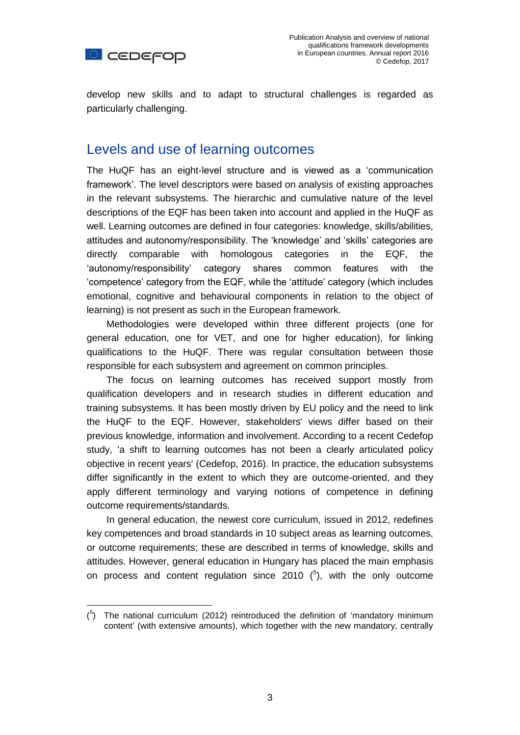develop new skills and to adapt to structural challenges is regarded as particularly challenging.

## Levels and use of learning outcomes

The HuQF has an eight-level structure and is viewed as a 'communication framework'. The level descriptors were based on analysis of existing approaches in the relevant subsystems. The hierarchic and cumulative nature of the level descriptions of the EQF has been taken into account and applied in the HuQF as well. Learning outcomes are defined in four categories: knowledge, skills/abilities, attitudes and autonomy/responsibility. The 'knowledge' and 'skills' categories are directly comparable with homologous categories in the EQF, the 'autonomy/responsibility' category shares common features with the 'competence' category from the EQF, while the 'attitude' category (which includes emotional, cognitive and behavioural components in relation to the object of learning) is not present as such in the European framework.

Methodologies were developed within three different projects (one for general education, one for VET, and one for higher education), for linking qualifications to the HuQF. There was regular consultation between those responsible for each subsystem and agreement on common principles.

The focus on learning outcomes has received support mostly from qualification developers and in research studies in different education and training subsystems. It has been mostly driven by EU policy and the need to link the HuQF to the EQF. However, stakeholders' views differ based on their previous knowledge, information and involvement. According to a recent Cedefop study, 'a shift to learning outcomes has not been a clearly articulated policy objective in recent years' (Cedefop, 2016). In practice, the education subsystems differ significantly in the extent to which they are outcome-oriented, and they apply different terminology and varying notions of competence in defining outcome requirements/standards.

In general education, the newest core curriculum, issued in 2012, redefines key competences and broad standards in 10 subject areas as learning outcomes, or outcome requirements; these are described in terms of knowledge, skills and attitudes. However, general education in Hungary has placed the main emphasis on process and content regulation since 2010 ([5]), with the only outcome

([5]) The national curriculum (2012) reintroduced the definition of 'mandatory minimum content' (with extensive amounts), which together with the new mandatory, centrally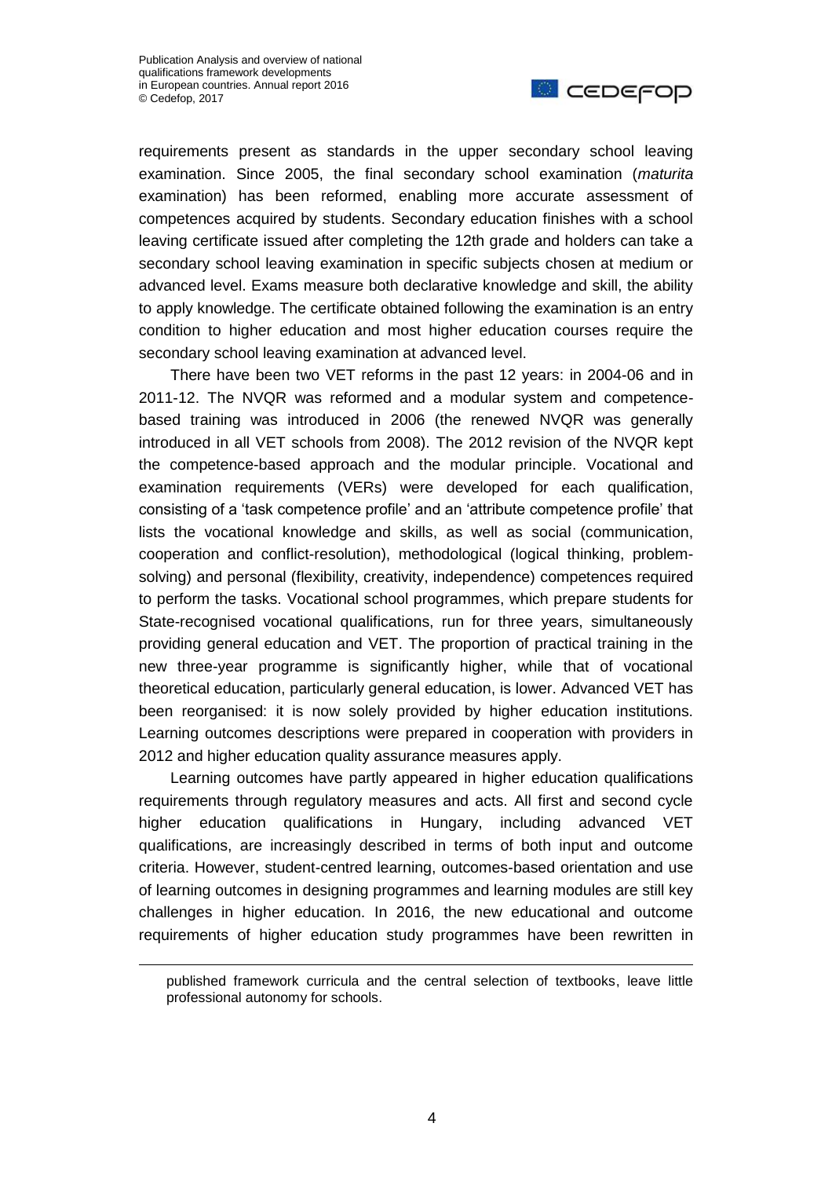requirements present as standards in the upper secondary school leaving examination. Since 2005, the final secondary school examination (*maturita* examination) has been reformed, enabling more accurate assessment of competences acquired by students. Secondary education finishes with a school leaving certificate issued after completing the 12th grade and holders can take a secondary school leaving examination in specific subjects chosen at medium or advanced level. Exams measure both declarative knowledge and skill, the ability to apply knowledge. The certificate obtained following the examination is an entry condition to higher education and most higher education courses require the secondary school leaving examination at advanced level.

There have been two VET reforms in the past 12 years: in 2004-06 and in 2011-12. The NVQR was reformed and a modular system and competence-based training was introduced in 2006 (the renewed NVQR was generally introduced in all VET schools from 2008). The 2012 revision of the NVQR kept the competence-based approach and the modular principle. Vocational and examination requirements (VERs) were developed for each qualification, consisting of a 'task competence profile' and an 'attribute competence profile' that lists the vocational knowledge and skills, as well as social (communication, cooperation and conflict-resolution), methodological (logical thinking, problem-solving) and personal (flexibility, creativity, independence) competences required to perform the tasks. Vocational school programmes, which prepare students for State-recognised vocational qualifications, run for three years, simultaneously providing general education and VET. The proportion of practical training in the new three-year programme is significantly higher, while that of vocational theoretical education, particularly general education, is lower. Advanced VET has been reorganised: it is now solely provided by higher education institutions. Learning outcomes descriptions were prepared in cooperation with providers in 2012 and higher education quality assurance measures apply.

Learning outcomes have partly appeared in higher education qualifications requirements through regulatory measures and acts. All first and second cycle higher education qualifications in Hungary, including advanced VET qualifications, are increasingly described in terms of both input and outcome criteria. However, student-centred learning, outcomes-based orientation and use of learning outcomes in designing programmes and learning modules are still key challenges in higher education. In 2016, the new educational and outcome requirements of higher education study programmes have been rewritten in

published framework curricula and the central selection of textbooks, leave little professional autonomy for schools.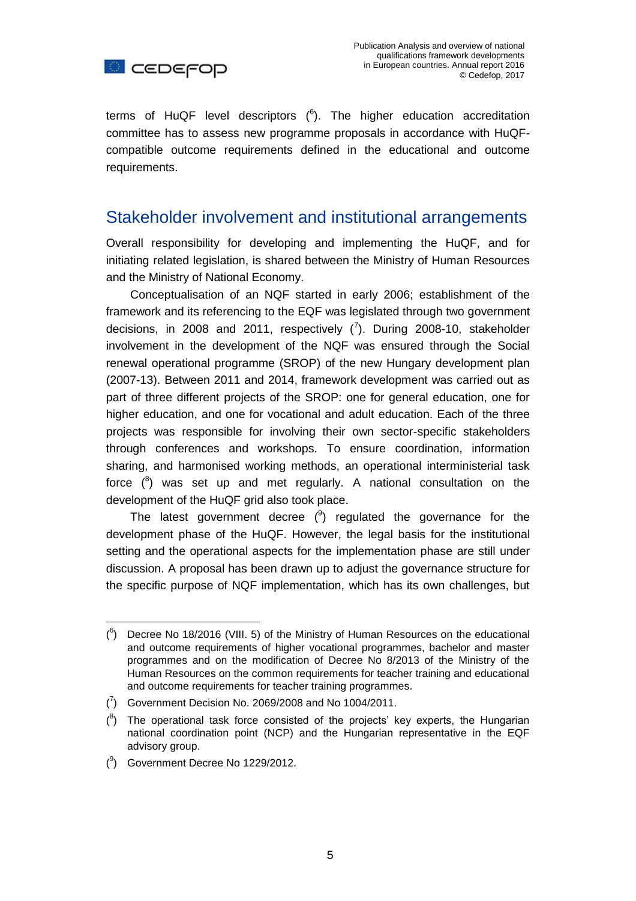terms of HuQF level descriptors ([6]). The higher education accreditation committee has to assess new programme proposals in accordance with HuQF-compatible outcome requirements defined in the educational and outcome requirements.

## Stakeholder involvement and institutional arrangements

Overall responsibility for developing and implementing the HuQF, and for initiating related legislation, is shared between the Ministry of Human Resources and the Ministry of National Economy.

Conceptualisation of an NQF started in early 2006; establishment of the framework and its referencing to the EQF was legislated through two government decisions, in 2008 and 2011, respectively ([7]). During 2008-10, stakeholder involvement in the development of the NQF was ensured through the Social renewal operational programme (SROP) of the new Hungary development plan (2007-13). Between 2011 and 2014, framework development was carried out as part of three different projects of the SROP: one for general education, one for higher education, and one for vocational and adult education. Each of the three projects was responsible for involving their own sector-specific stakeholders through conferences and workshops. To ensure coordination, information sharing, and harmonised working methods, an operational interministerial task force ([8]) was set up and met regularly. A national consultation on the development of the HuQF grid also took place.

The latest government decree ([9]) regulated the governance for the development phase of the HuQF. However, the legal basis for the institutional setting and the operational aspects for the implementation phase are still under discussion. A proposal has been drawn up to adjust the governance structure for the specific purpose of NQF implementation, which has its own challenges, but

---

([6]) Decree No 18/2016 (VIII. 5) of the Ministry of Human Resources on the educational and outcome requirements of higher vocational programmes, bachelor and master programmes and on the modification of Decree No 8/2013 of the Ministry of the Human Resources on the common requirements for teacher training and educational and outcome requirements for teacher training programmes.

([7]) Government Decision No. 2069/2008 and No 1004/2011.

([8]) The operational task force consisted of the projects' key experts, the Hungarian national coordination point (NCP) and the Hungarian representative in the EQF advisory group.

([9]) Government Decree No 1229/2012.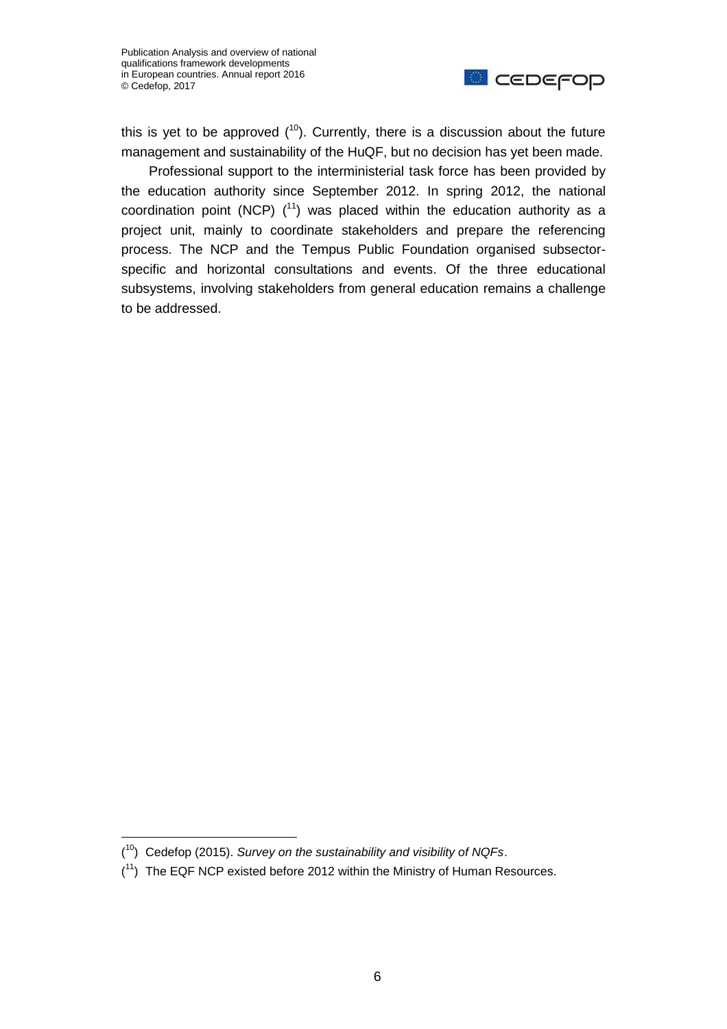this is yet to be approved ([10]). Currently, there is a discussion about the future management and sustainability of the HuQF, but no decision has yet been made.

Professional support to the interministerial task force has been provided by the education authority since September 2012. In spring 2012, the national coordination point (NCP) ([11]) was placed within the education authority as a project unit, mainly to coordinate stakeholders and prepare the referencing process. The NCP and the Tempus Public Foundation organised subsector-specific and horizontal consultations and events. Of the three educational subsystems, involving stakeholders from general education remains a challenge to be addressed.

---

([10]) Cedefop (2015). *Survey on the sustainability and visibility of NQFs*.

([11]) The EQF NCP existed before 2012 within the Ministry of Human Resources.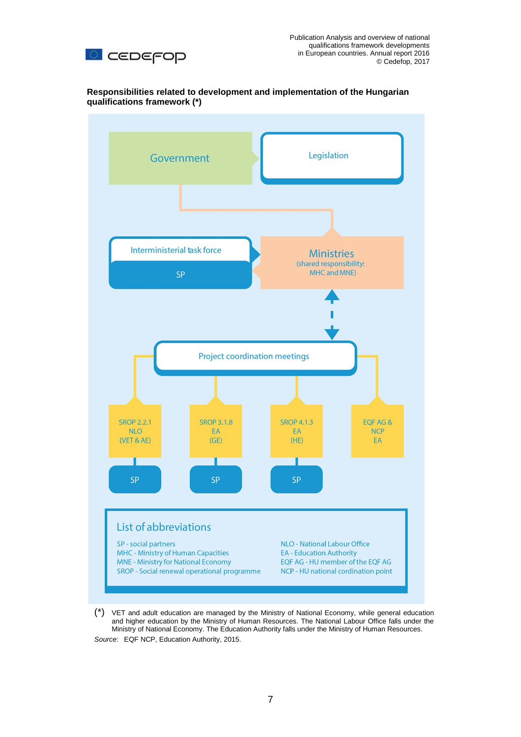**Responsibilities related to development and implementation of the Hungarian qualifications framework (\*)**

Government

Legislation

Interministerial task force

SP

Ministries
(shared responsibility:
MHC and MNE)

Project coordination meetings

SROP 2.2.1
NLO
(VET & AE)

SROP 3.1.8
EA
(GE)

SROP 4.1.3
EA
(HE)

EQF AG &
NCP
EA

SP

SP

SP

List of abbreviations

SP - social partners
MHC - Ministry of Human Capacities
MNE - Ministry for National Economy
SROP - Social renewal operational programme
NLO - National Labour Office
EA - Education Authority
EQF AG - HU member of the EQF AG
NCP - HU national cordination point

(\*) VET and adult education are managed by the Ministry of National Economy, while general education and higher education by the Ministry of Human Resources. The National Labour Office falls under the Ministry of National Economy. The Education Authority falls under the Ministry of Human Resources.

*Source*: EQF NCP, Education Authority, 2015.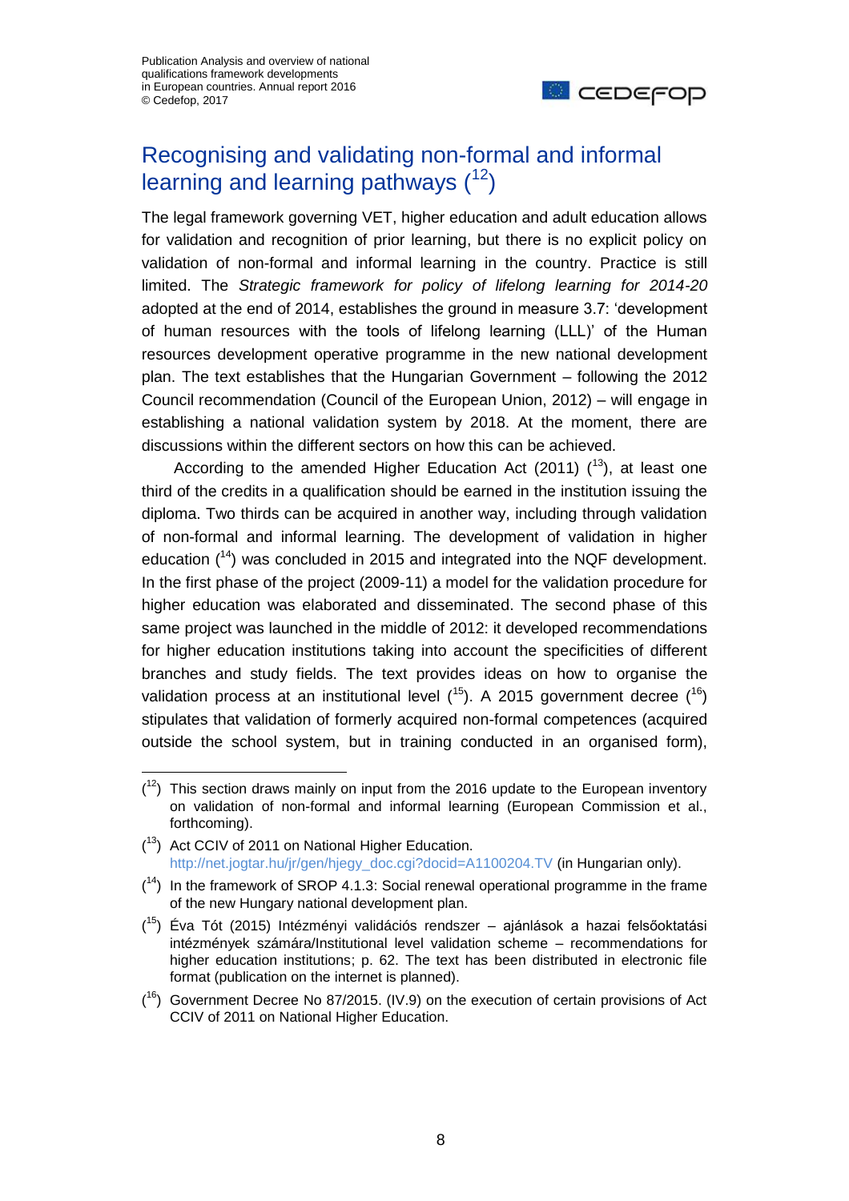## Recognising and validating non-formal and informal learning and learning pathways ([12])

The legal framework governing VET, higher education and adult education allows for validation and recognition of prior learning, but there is no explicit policy on validation of non-formal and informal learning in the country. Practice is still limited. The *Strategic framework for policy of lifelong learning for 2014-20* adopted at the end of 2014, establishes the ground in measure 3.7: 'development of human resources with the tools of lifelong learning (LLL)' of the Human resources development operative programme in the new national development plan. The text establishes that the Hungarian Government – following the 2012 Council recommendation (Council of the European Union, 2012) – will engage in establishing a national validation system by 2018. At the moment, there are discussions within the different sectors on how this can be achieved.

According to the amended Higher Education Act (2011) ([13]), at least one third of the credits in a qualification should be earned in the institution issuing the diploma. Two thirds can be acquired in another way, including through validation of non-formal and informal learning. The development of validation in higher education ([14]) was concluded in 2015 and integrated into the NQF development. In the first phase of the project (2009-11) a model for the validation procedure for higher education was elaborated and disseminated. The second phase of this same project was launched in the middle of 2012: it developed recommendations for higher education institutions taking into account the specificities of different branches and study fields. The text provides ideas on how to organise the validation process at an institutional level ([15]). A 2015 government decree ([16]) stipulates that validation of formerly acquired non-formal competences (acquired outside the school system, but in training conducted in an organised form),

---

([12]) This section draws mainly on input from the 2016 update to the European inventory on validation of non-formal and informal learning (European Commission et al., forthcoming).

([13]) Act CCIV of 2011 on National Higher Education. http://net.jogtar.hu/jr/gen/hjegy_doc.cgi?docid=A1100204.TV (in Hungarian only).

([14]) In the framework of SROP 4.1.3: Social renewal operational programme in the frame of the new Hungary national development plan.

([15]) Éva Tót (2015) Intézményi validációs rendszer – ajánlások a hazai felsőoktatási intézmények számára/Institutional level validation scheme – recommendations for higher education institutions; p. 62. The text has been distributed in electronic file format (publication on the internet is planned).

([16]) Government Decree No 87/2015. (IV.9) on the execution of certain provisions of Act CCIV of 2011 on National Higher Education.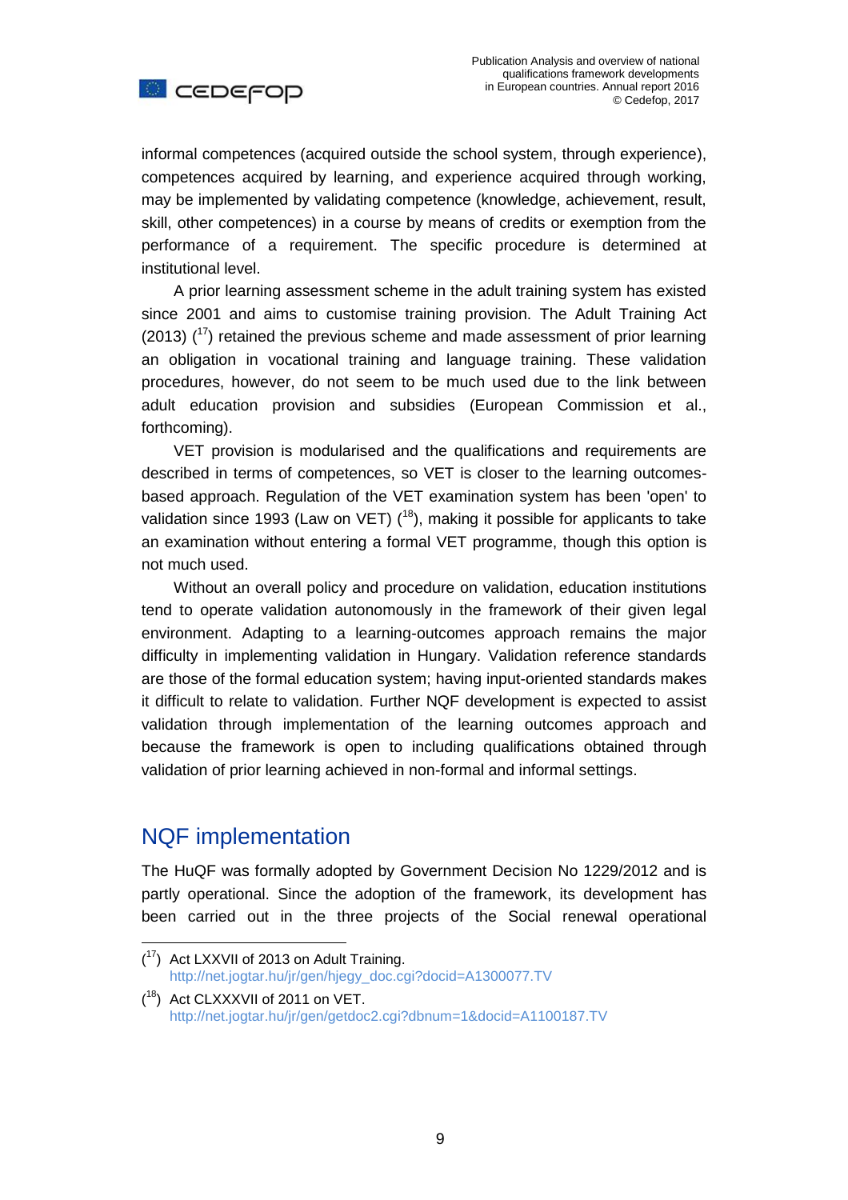informal competences (acquired outside the school system, through experience), competences acquired by learning, and experience acquired through working, may be implemented by validating competence (knowledge, achievement, result, skill, other competences) in a course by means of credits or exemption from the performance of a requirement. The specific procedure is determined at institutional level.

A prior learning assessment scheme in the adult training system has existed since 2001 and aims to customise training provision. The Adult Training Act (2013) ([17]) retained the previous scheme and made assessment of prior learning an obligation in vocational training and language training. These validation procedures, however, do not seem to be much used due to the link between adult education provision and subsidies (European Commission et al., forthcoming).

VET provision is modularised and the qualifications and requirements are described in terms of competences, so VET is closer to the learning outcomes-based approach. Regulation of the VET examination system has been 'open' to validation since 1993 (Law on VET) ([18]), making it possible for applicants to take an examination without entering a formal VET programme, though this option is not much used.

Without an overall policy and procedure on validation, education institutions tend to operate validation autonomously in the framework of their given legal environment. Adapting to a learning-outcomes approach remains the major difficulty in implementing validation in Hungary. Validation reference standards are those of the formal education system; having input-oriented standards makes it difficult to relate to validation. Further NQF development is expected to assist validation through implementation of the learning outcomes approach and because the framework is open to including qualifications obtained through validation of prior learning achieved in non-formal and informal settings.

## NQF implementation

The HuQF was formally adopted by Government Decision No 1229/2012 and is partly operational. Since the adoption of the framework, its development has been carried out in the three projects of the Social renewal operational

---

([17]) Act LXXVII of 2013 on Adult Training.
http://net.jogtar.hu/jr/gen/hjegy_doc.cgi?docid=A1300077.TV

([18]) Act CLXXXVII of 2011 on VET.
http://net.jogtar.hu/jr/gen/getdoc2.cgi?dbnum=1&docid=A1100187.TV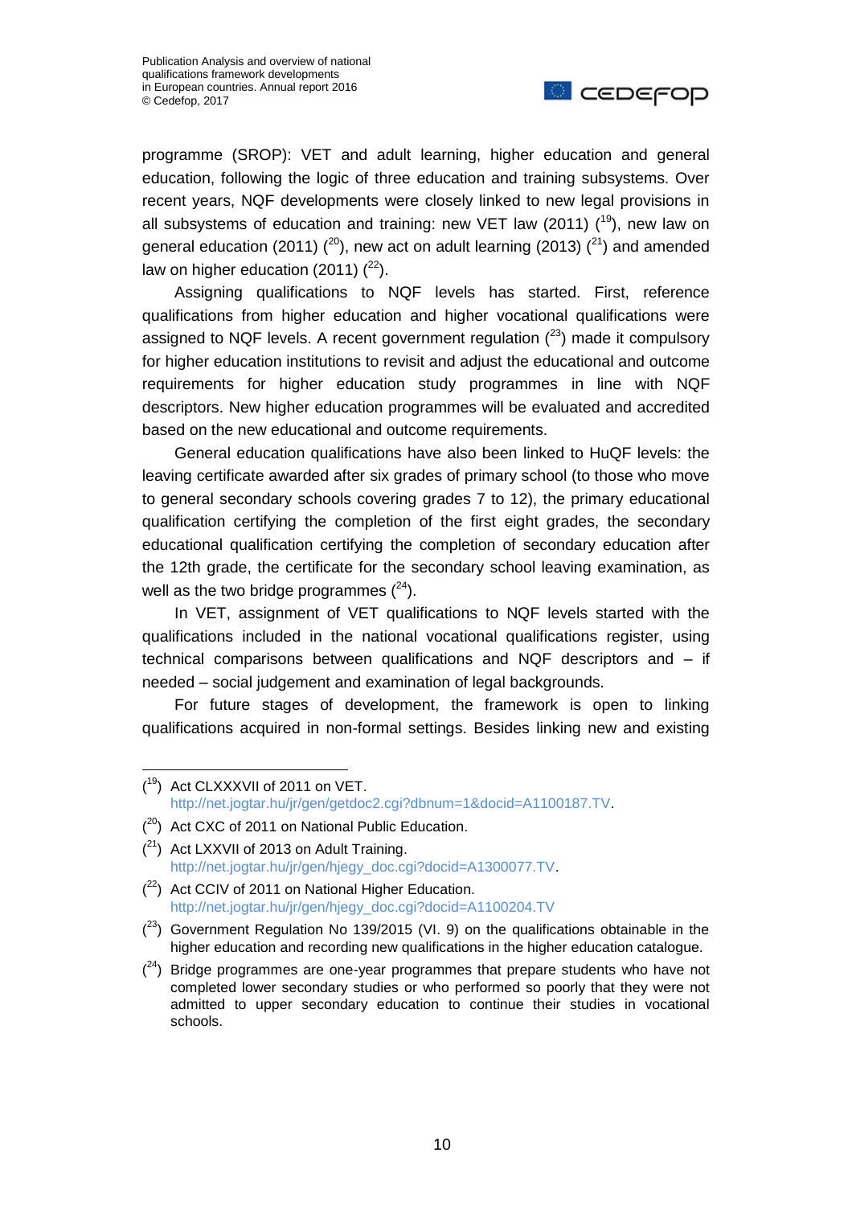programme (SROP): VET and adult learning, higher education and general education, following the logic of three education and training subsystems. Over recent years, NQF developments were closely linked to new legal provisions in all subsystems of education and training: new VET law (2011) ([19]), new law on general education (2011) ([20]), new act on adult learning (2013) ([21]) and amended law on higher education (2011) ([22]).

Assigning qualifications to NQF levels has started. First, reference qualifications from higher education and higher vocational qualifications were assigned to NQF levels. A recent government regulation ([23]) made it compulsory for higher education institutions to revisit and adjust the educational and outcome requirements for higher education study programmes in line with NQF descriptors. New higher education programmes will be evaluated and accredited based on the new educational and outcome requirements.

General education qualifications have also been linked to HuQF levels: the leaving certificate awarded after six grades of primary school (to those who move to general secondary schools covering grades 7 to 12), the primary educational qualification certifying the completion of the first eight grades, the secondary educational qualification certifying the completion of secondary education after the 12th grade, the certificate for the secondary school leaving examination, as well as the two bridge programmes ([24]).

In VET, assignment of VET qualifications to NQF levels started with the qualifications included in the national vocational qualifications register, using technical comparisons between qualifications and NQF descriptors and – if needed – social judgement and examination of legal backgrounds.

For future stages of development, the framework is open to linking qualifications acquired in non-formal settings. Besides linking new and existing

---

([19]) Act CLXXXVII of 2011 on VET. http://net.jogtar.hu/jr/gen/getdoc2.cgi?dbnum=1&docid=A1100187.TV.

([20]) Act CXC of 2011 on National Public Education.

([21]) Act LXXVII of 2013 on Adult Training. http://net.jogtar.hu/jr/gen/hjegy_doc.cgi?docid=A1300077.TV.

([22]) Act CCIV of 2011 on National Higher Education. http://net.jogtar.hu/jr/gen/hjegy_doc.cgi?docid=A1100204.TV

([23]) Government Regulation No 139/2015 (VI. 9) on the qualifications obtainable in the higher education and recording new qualifications in the higher education catalogue.

([24]) Bridge programmes are one-year programmes that prepare students who have not completed lower secondary studies or who performed so poorly that they were not admitted to upper secondary education to continue their studies in vocational schools.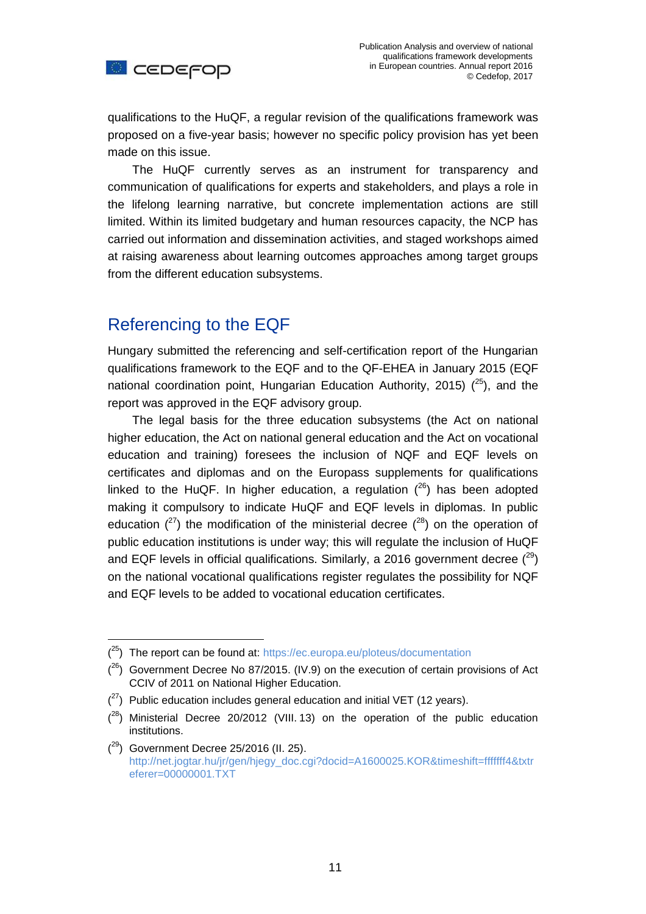qualifications to the HuQF, a regular revision of the qualifications framework was proposed on a five-year basis; however no specific policy provision has yet been made on this issue.

The HuQF currently serves as an instrument for transparency and communication of qualifications for experts and stakeholders, and plays a role in the lifelong learning narrative, but concrete implementation actions are still limited. Within its limited budgetary and human resources capacity, the NCP has carried out information and dissemination activities, and staged workshops aimed at raising awareness about learning outcomes approaches among target groups from the different education subsystems.

## Referencing to the EQF

Hungary submitted the referencing and self-certification report of the Hungarian qualifications framework to the EQF and to the QF-EHEA in January 2015 (EQF national coordination point, Hungarian Education Authority, 2015) ([25]), and the report was approved in the EQF advisory group.

The legal basis for the three education subsystems (the Act on national higher education, the Act on national general education and the Act on vocational education and training) foresees the inclusion of NQF and EQF levels on certificates and diplomas and on the Europass supplements for qualifications linked to the HuQF. In higher education, a regulation ([26]) has been adopted making it compulsory to indicate HuQF and EQF levels in diplomas. In public education ([27]) the modification of the ministerial decree ([28]) on the operation of public education institutions is under way; this will regulate the inclusion of HuQF and EQF levels in official qualifications. Similarly, a 2016 government decree ([29]) on the national vocational qualifications register regulates the possibility for NQF and EQF levels to be added to vocational education certificates.

---

([25]) The report can be found at: https://ec.europa.eu/ploteus/documentation

([26]) Government Decree No 87/2015. (IV.9) on the execution of certain provisions of Act CCIV of 2011 on National Higher Education.

([27]) Public education includes general education and initial VET (12 years).

([28]) Ministerial Decree 20/2012 (VIII. 13) on the operation of the public education institutions.

([29]) Government Decree 25/2016 (II. 25). http://net.jogtar.hu/jr/gen/hjegy_doc.cgi?docid=A1600025.KOR&timeshift=fffffff4&txtreferer=00000001.TXT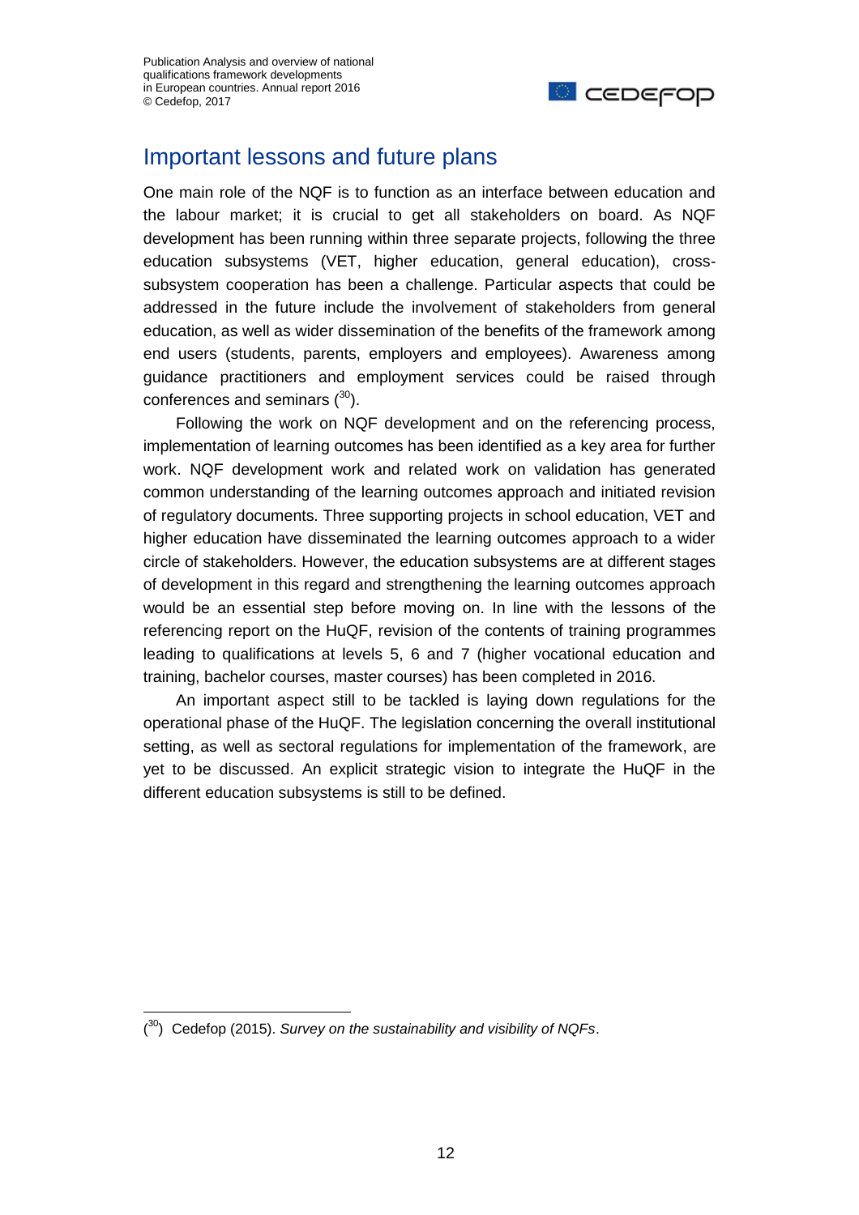## Important lessons and future plans

One main role of the NQF is to function as an interface between education and the labour market; it is crucial to get all stakeholders on board. As NQF development has been running within three separate projects, following the three education subsystems (VET, higher education, general education), cross-subsystem cooperation has been a challenge. Particular aspects that could be addressed in the future include the involvement of stakeholders from general education, as well as wider dissemination of the benefits of the framework among end users (students, parents, employers and employees). Awareness among guidance practitioners and employment services could be raised through conferences and seminars ([30]).

Following the work on NQF development and on the referencing process, implementation of learning outcomes has been identified as a key area for further work. NQF development work and related work on validation has generated common understanding of the learning outcomes approach and initiated revision of regulatory documents. Three supporting projects in school education, VET and higher education have disseminated the learning outcomes approach to a wider circle of stakeholders. However, the education subsystems are at different stages of development in this regard and strengthening the learning outcomes approach would be an essential step before moving on. In line with the lessons of the referencing report on the HuQF, revision of the contents of training programmes leading to qualifications at levels 5, 6 and 7 (higher vocational education and training, bachelor courses, master courses) has been completed in 2016.

An important aspect still to be tackled is laying down regulations for the operational phase of the HuQF. The legislation concerning the overall institutional setting, as well as sectoral regulations for implementation of the framework, are yet to be discussed. An explicit strategic vision to integrate the HuQF in the different education subsystems is still to be defined.

---

([30]) Cedefop (2015). *Survey on the sustainability and visibility of NQFs*.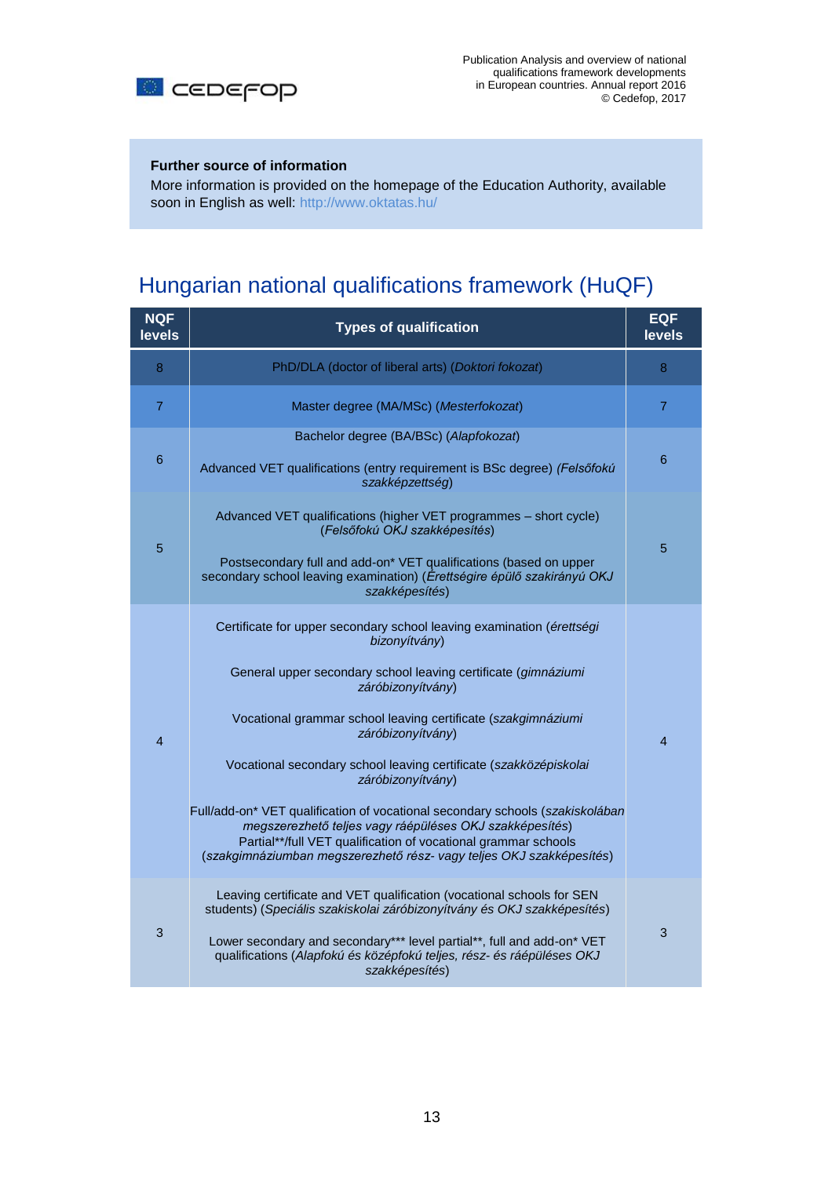**Further source of information**

More information is provided on the homepage of the Education Authority, available soon in English as well: http://www.oktatas.hu/

# Hungarian national qualifications framework (HuQF)

| NQF levels | Types of qualification | EQF levels |
|---|---|---|
| 8 | PhD/DLA (doctor of liberal arts) (*Doktori fokozat*) | 8 |
| 7 | Master degree (MA/MSc) (*Mesterfokozat*) | 7 |
| 6 | Bachelor degree (BA/BSc) (*Alapfokozat*)<br><br>Advanced VET qualifications (entry requirement is BSc degree) *(Felsőfokú szakképzettség*) | 6 |
| 5 | Advanced VET qualifications (higher VET programmes – short cycle) (*Felsőfokú OKJ szakképesítés*)<br><br>Postsecondary full and add-on* VET qualifications (based on upper secondary school leaving examination) (*Érettségire épülő szakirányú OKJ szakképesítés*) | 5 |
| 4 | Certificate for upper secondary school leaving examination (*érettségi bizonyítvány*)<br><br>General upper secondary school leaving certificate (*gimnáziumi záróbizonyítvány*)<br><br>Vocational grammar school leaving certificate (*szakgimnáziumi záróbizonyítvány*)<br><br>Vocational secondary school leaving certificate (*szakközépiskolai záróbizonyítvány*)<br><br>Full/add-on* VET qualification of vocational secondary schools (*szakiskolában megszerezhető teljes vagy ráépüléses OKJ szakképesítés*)<br>Partial**/full VET qualification of vocational grammar schools (*szakgimnáziumban megszerezhető rész- vagy teljes OKJ szakképesítés*) | 4 |
| 3 | Leaving certificate and VET qualification (vocational schools for SEN students) (*Speciális szakiskolai záróbizonyítvány és OKJ szakképesítés*)<br><br>Lower secondary and secondary*** level partial**, full and add-on* VET qualifications (*Alapfokú és középfokú teljes, rész- és ráépüléses OKJ szakképesítés*) | 3 |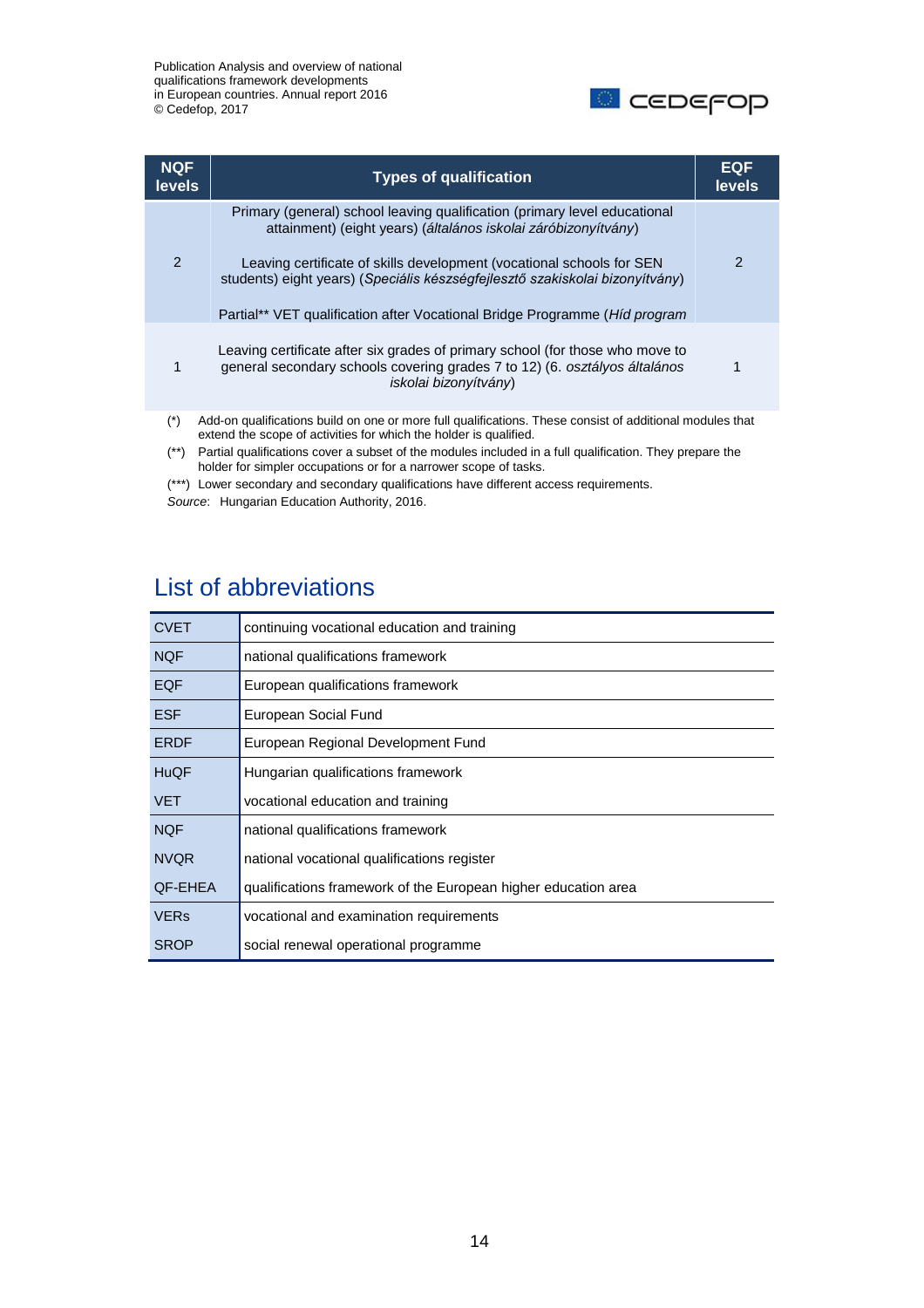| NQF levels | Types of qualification | EQF levels |
|---|---|---|
| 2 | Primary (general) school leaving qualification (primary level educational attainment) (eight years) (*általános iskolai záróbizonyítvány*)<br><br>Leaving certificate of skills development (vocational schools for SEN students) eight years) (*Speciális készségfejlesztő szakiskolai bizonyítvány*)<br><br>Partial** VET qualification after Vocational Bridge Programme (*Híd program* | 2 |
| 1 | Leaving certificate after six grades of primary school (for those who move to general secondary schools covering grades 7 to 12) (6. *osztályos általános iskolai bizonyítvány*) | 1 |

(*) Add-on qualifications build on one or more full qualifications. These consist of additional modules that extend the scope of activities for which the holder is qualified.

(**) Partial qualifications cover a subset of the modules included in a full qualification. They prepare the holder for simpler occupations or for a narrower scope of tasks.

(***) Lower secondary and secondary qualifications have different access requirements.

*Source*: Hungarian Education Authority, 2016.

# List of abbreviations

| | |
|---|---|
| CVET | continuing vocational education and training |
| NQF | national qualifications framework |
| EQF | European qualifications framework |
| ESF | European Social Fund |
| ERDF | European Regional Development Fund |
| HuQF | Hungarian qualifications framework |
| VET | vocational education and training |
| NQF | national qualifications framework |
| NVQR | national vocational qualifications register |
| QF-EHEA | qualifications framework of the European higher education area |
| VERs | vocational and examination requirements |
| SROP | social renewal operational programme |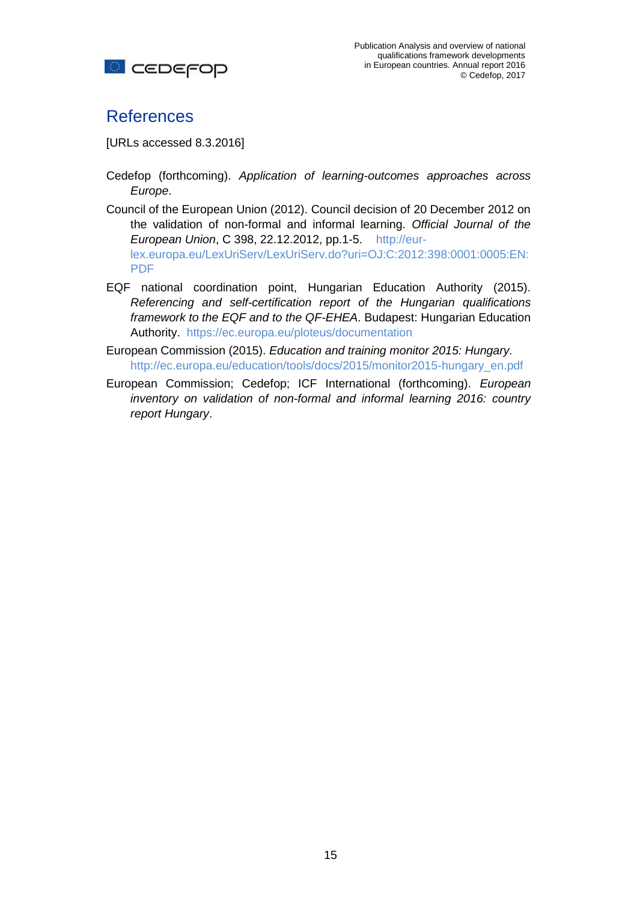# References

[URLs accessed 8.3.2016]

Cedefop (forthcoming). *Application of learning-outcomes approaches across Europe*.

Council of the European Union (2012). Council decision of 20 December 2012 on the validation of non-formal and informal learning. *Official Journal of the European Union*, C 398, 22.12.2012, pp.1-5. http://eur-lex.europa.eu/LexUriServ/LexUriServ.do?uri=OJ:C:2012:398:0001:0005:EN:PDF

EQF national coordination point, Hungarian Education Authority (2015). *Referencing and self-certification report of the Hungarian qualifications framework to the EQF and to the QF-EHEA*. Budapest: Hungarian Education Authority. https://ec.europa.eu/ploteus/documentation

European Commission (2015). *Education and training monitor 2015: Hungary.* http://ec.europa.eu/education/tools/docs/2015/monitor2015-hungary_en.pdf

European Commission; Cedefop; ICF International (forthcoming). *European inventory on validation of non-formal and informal learning 2016: country report Hungary*.